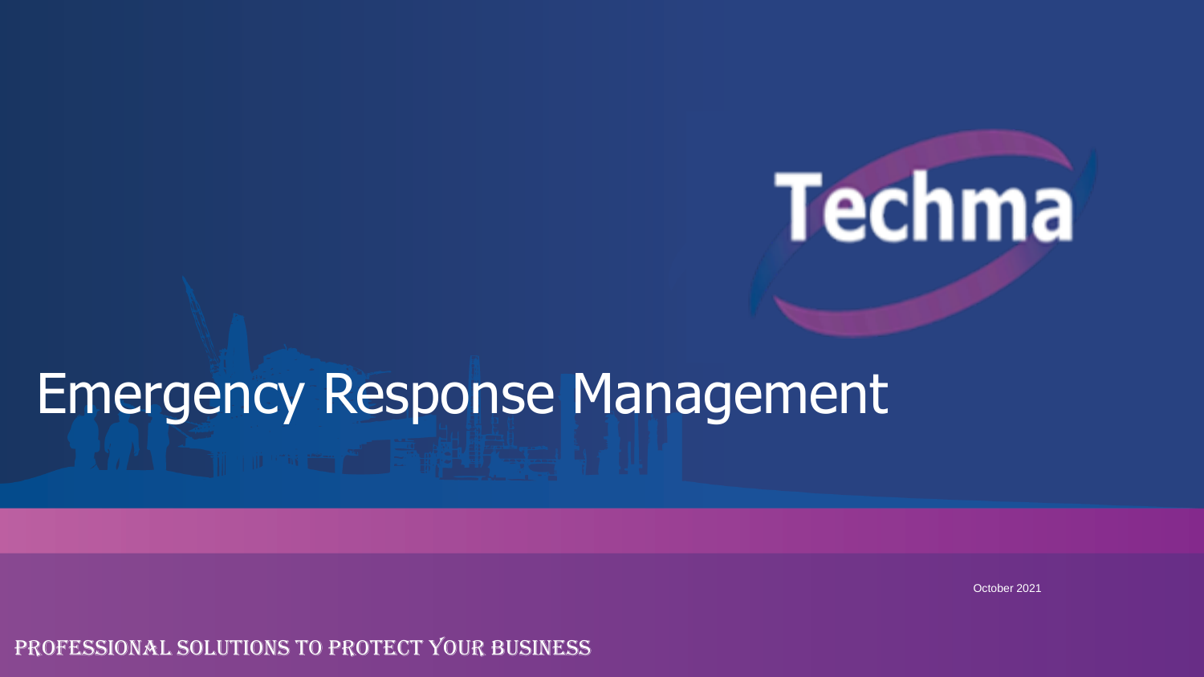Techma

# Emergency Response Management

October 2021

PROFESSIONAL SOLUTIONS TO PROTECT YOUR BUSINESS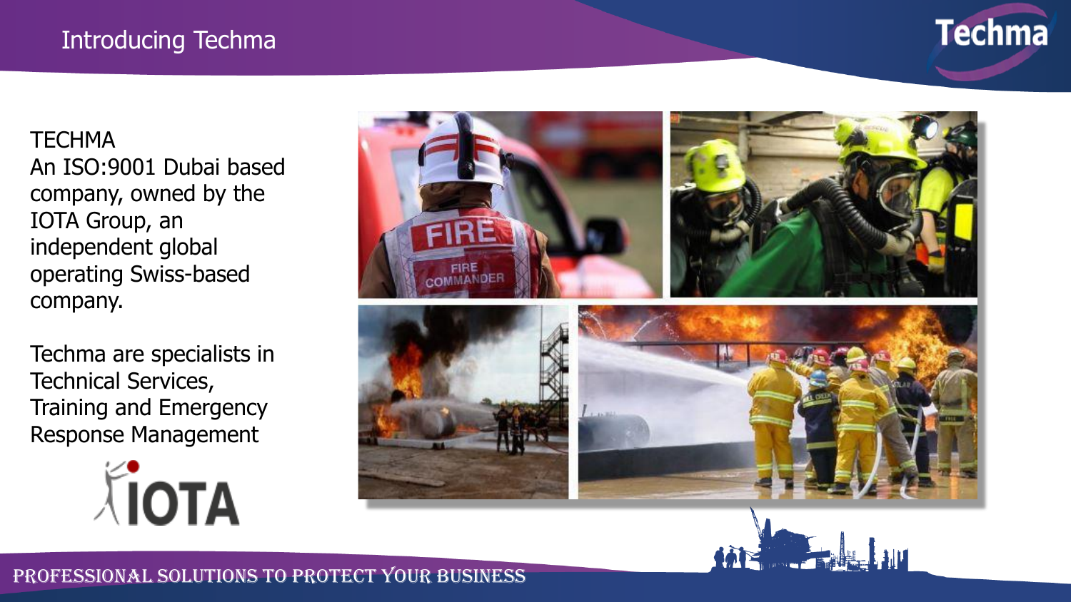# Introducing Techma

TECHMA
An ISO:9001 Dubai based company, owned by the IOTA Group, an independent global operating Swiss-based company.

Techma are specialists in Technical Services, Training and Emergency Response Management

PROFESSIONAL SOLUTIONS TO PROTECT YOUR BUSINESS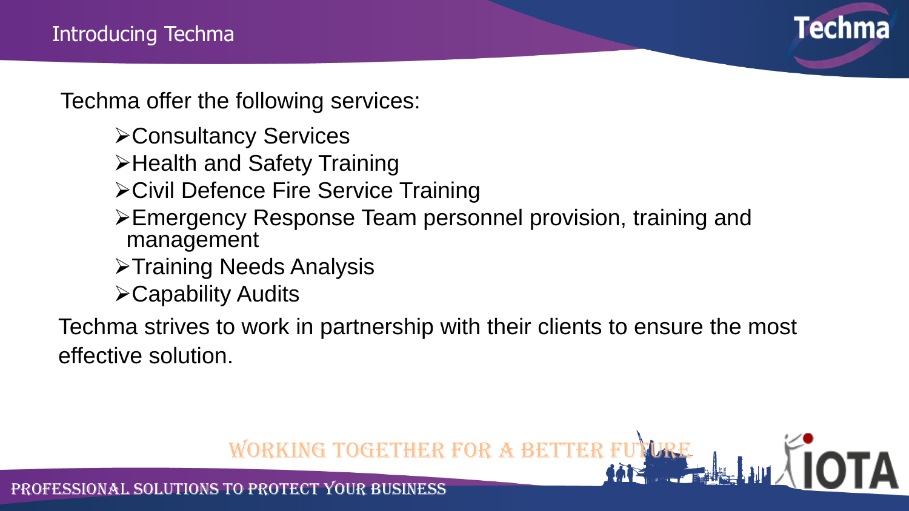## Introducing Techma

Techma offer the following services:

- Consultancy Services
- Health and Safety Training
- Civil Defence Fire Service Training
- Emergency Response Team personnel provision, training and management
- Training Needs Analysis
- Capability Audits

Techma strives to work in partnership with their clients to ensure the most effective solution.

WORKING TOGETHER FOR A BETTER FUTURE

PROFESSIONAL SOLUTIONS TO PROTECT YOUR BUSINESS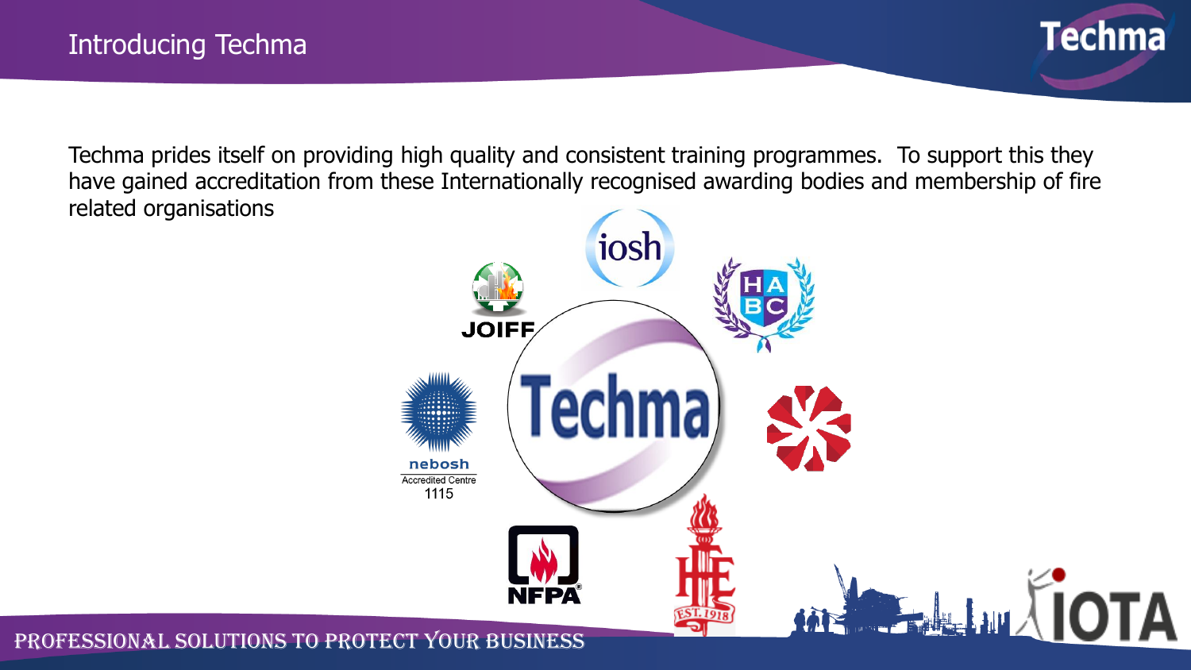# Introducing Techma

Techma prides itself on providing high quality and consistent training programmes. To support this they have gained accreditation from these Internationally recognised awarding bodies and membership of fire related organisations

iosh

JOIFF

HABC

Techma

nebosh
Accredited Centre
1115

NFPA

IFE
EST. 1918

IOTA

PROFESSIONAL SOLUTIONS TO PROTECT YOUR BUSINESS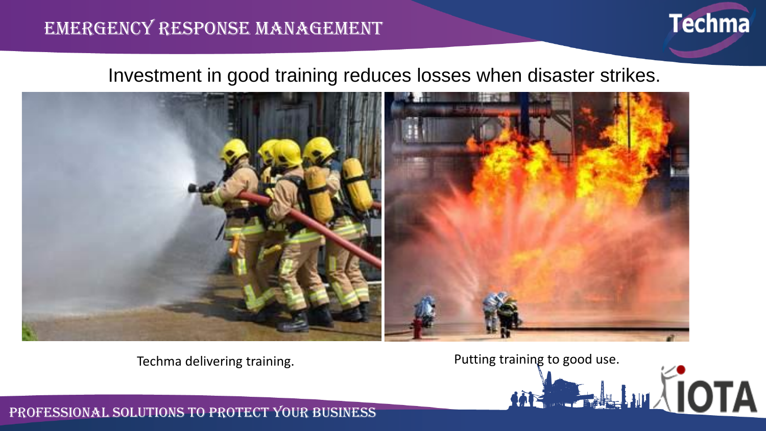# Emergency Response Management

Investment in good training reduces losses when disaster strikes.

Techma delivering training.

Putting training to good use.

PROFESSIONAL SOLUTIONS TO PROTECT YOUR BUSINESS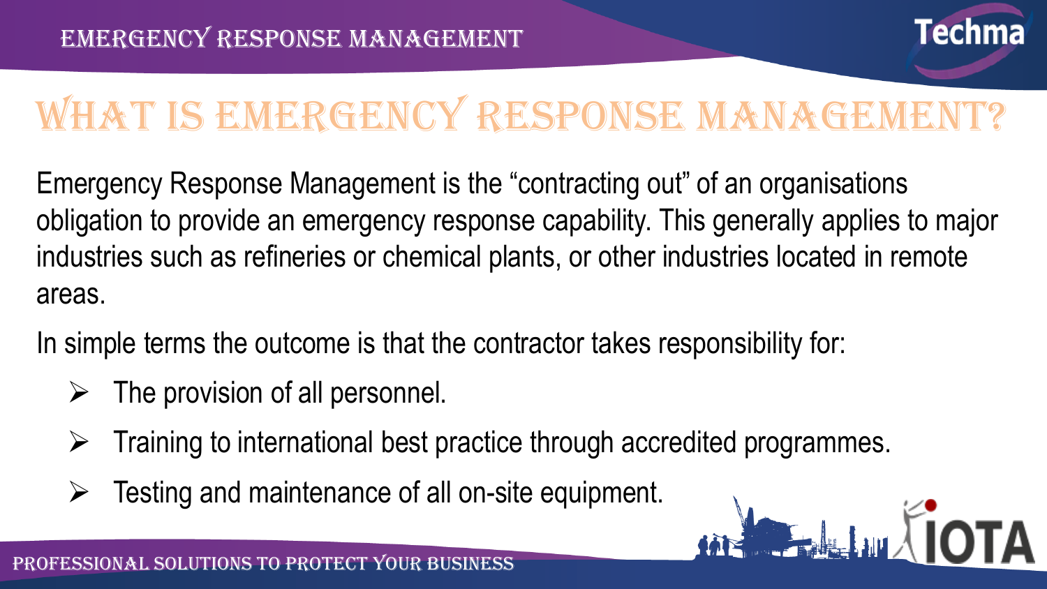# What is Emergency Response Management?

Emergency Response Management is the "contracting out" of an organisations obligation to provide an emergency response capability. This generally applies to major industries such as refineries or chemical plants, or other industries located in remote areas.

In simple terms the outcome is that the contractor takes responsibility for:

- The provision of all personnel.
- Training to international best practice through accredited programmes.
- Testing and maintenance of all on-site equipment.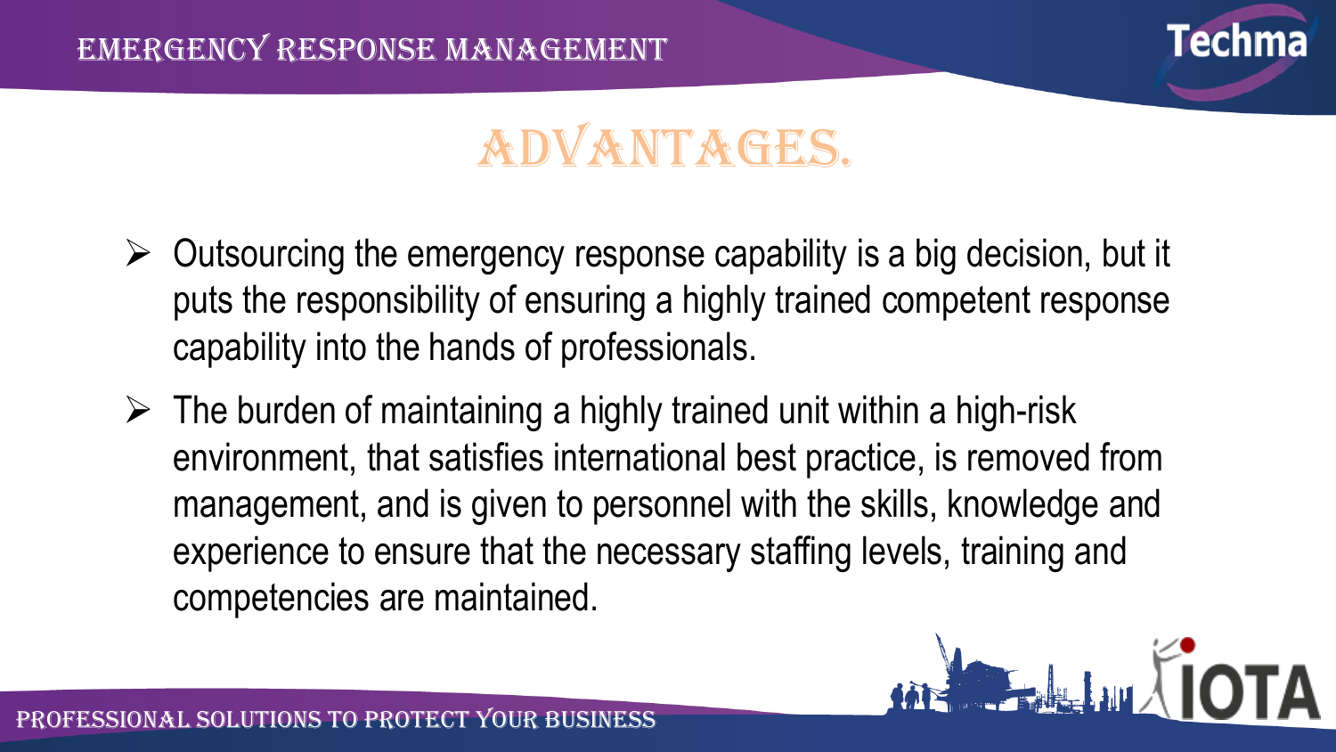# ADVANTAGES.

- Outsourcing the emergency response capability is a big decision, but it puts the responsibility of ensuring a highly trained competent response capability into the hands of professionals.
- The burden of maintaining a highly trained unit within a high-risk environment, that satisfies international best practice, is removed from management, and is given to personnel with the skills, knowledge and experience to ensure that the necessary staffing levels, training and competencies are maintained.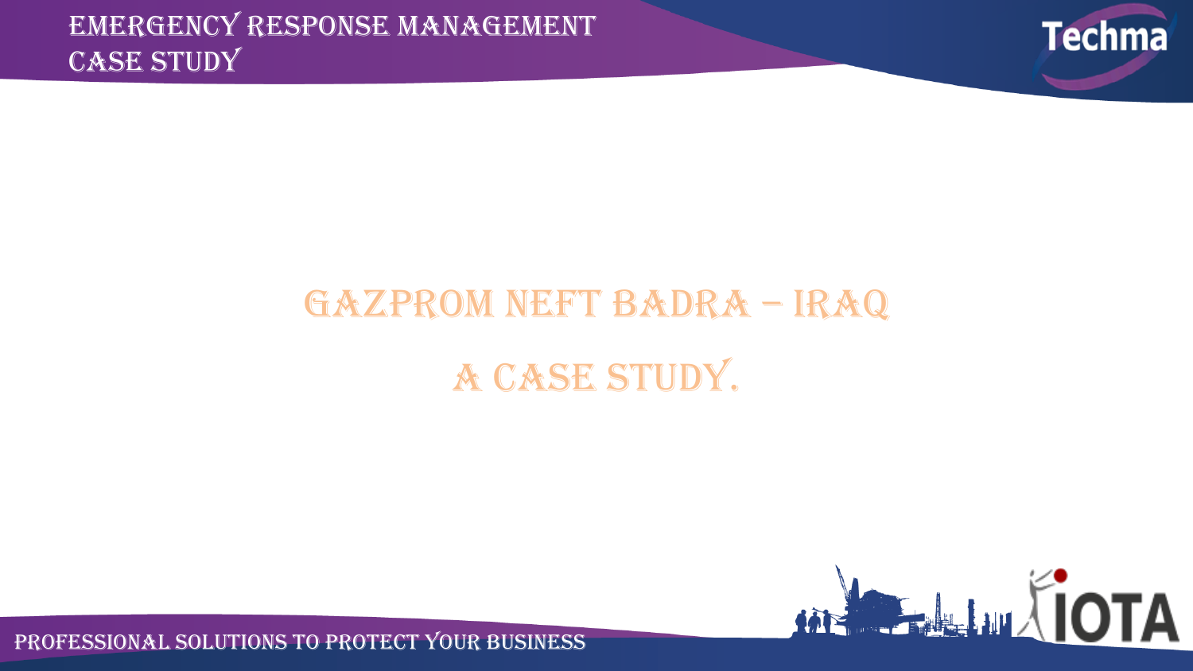# GAZPROM NEFT BADRA – IRAQ

# A CASE STUDY.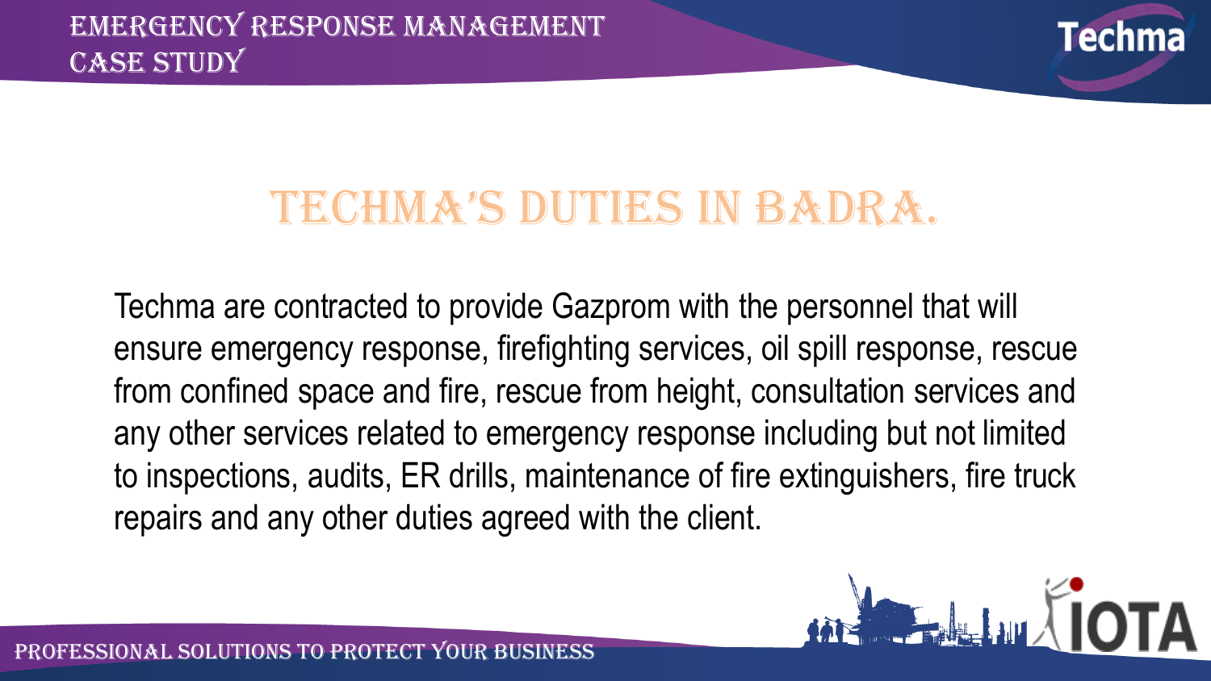# TECHMA'S DUTIES IN BADRA.

Techma are contracted to provide Gazprom with the personnel that will ensure emergency response, firefighting services, oil spill response, rescue from confined space and fire, rescue from height, consultation services and any other services related to emergency response including but not limited to inspections, audits, ER drills, maintenance of fire extinguishers, fire truck repairs and any other duties agreed with the client.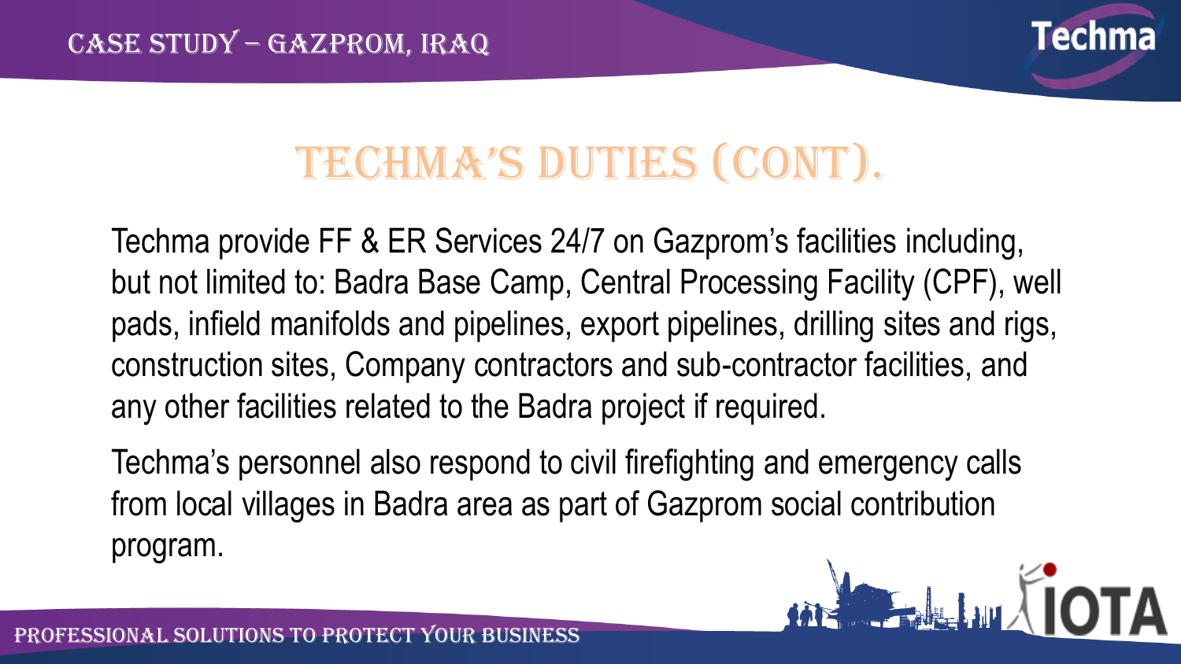## Techma's Duties (cont).

Techma provide FF & ER Services 24/7 on Gazprom's facilities including, but not limited to: Badra Base Camp, Central Processing Facility (CPF), well pads, infield manifolds and pipelines, export pipelines, drilling sites and rigs, construction sites, Company contractors and sub-contractor facilities, and any other facilities related to the Badra project if required.

Techma's personnel also respond to civil firefighting and emergency calls from local villages in Badra area as part of Gazprom social contribution program.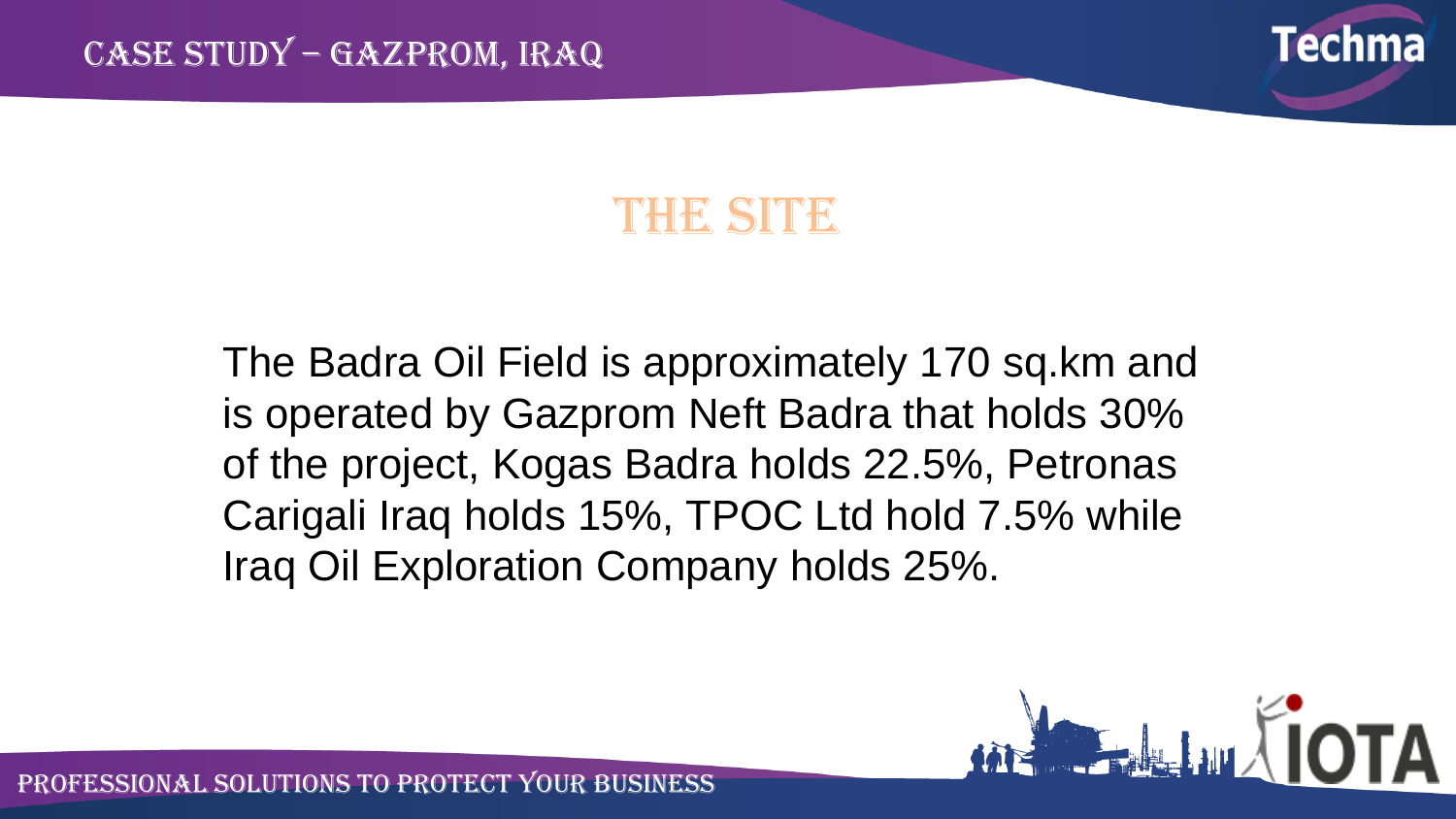# THE SITE

The Badra Oil Field is approximately 170 sq.km and is operated by Gazprom Neft Badra that holds 30% of the project, Kogas Badra holds 22.5%, Petronas Carigali Iraq holds 15%, TPOC Ltd hold 7.5% while Iraq Oil Exploration Company holds 25%.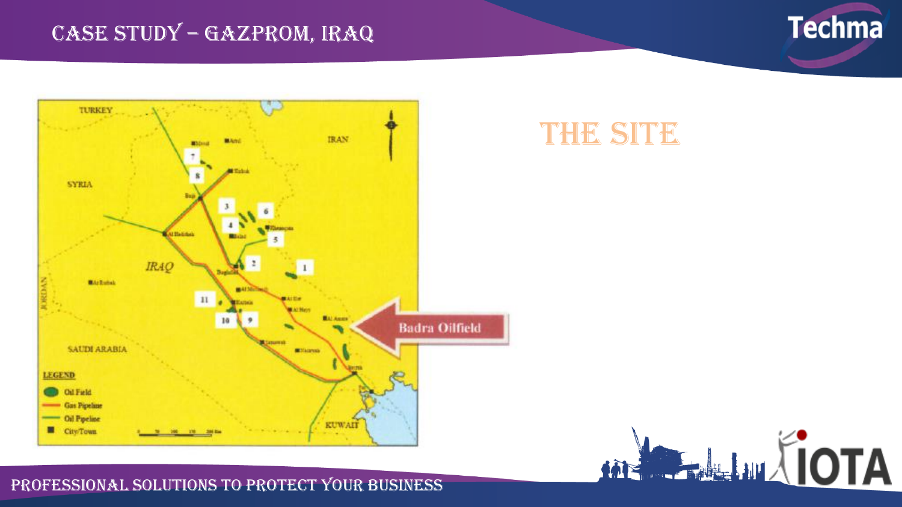# Case Study – Gazprom, Iraq

## THE SITE

Badra Oilfield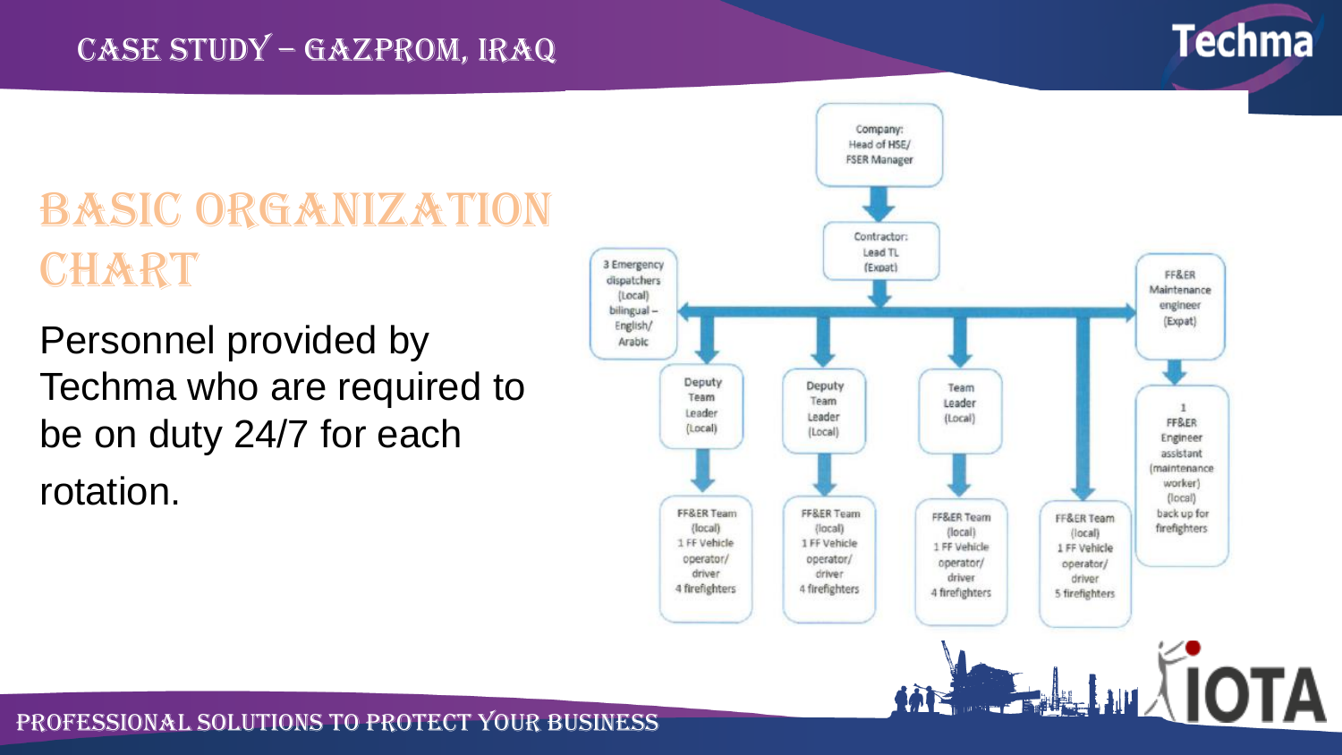# Basic Organization Chart

Personnel provided by Techma who are required to be on duty 24/7 for each rotation.

Company: Head of HSE/ FSER Manager

Contractor: Lead TL (Expat)

3 Emergency dispatchers (Local) bilingual – English/ Arabic

FF&ER Maintenance engineer (Expat)

Deputy Team Leader (Local)

Deputy Team Leader (Local)

Team Leader (Local)

1 FF&ER Engineer assistant (maintenance worker) (local) back up for firefighters

FF&ER Team (local) 1 FF Vehicle operator/ driver 4 firefighters

FF&ER Team (local) 1 FF Vehicle operator/ driver 4 firefighters

FF&ER Team (local) 1 FF Vehicle operator/ driver 4 firefighters

FF&ER Team (local) 1 FF Vehicle operator/ driver 5 firefighters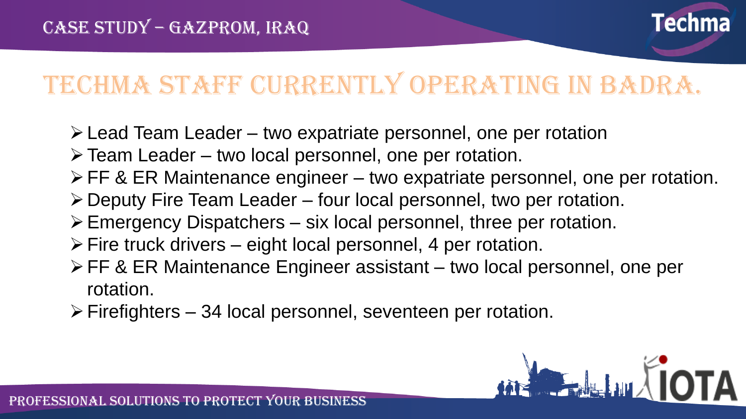# Case Study – Gazprom, Iraq

## Techma Staff currently operating in Badra.

- Lead Team Leader – two expatriate personnel, one per rotation
- Team Leader – two local personnel, one per rotation.
- FF & ER Maintenance engineer – two expatriate personnel, one per rotation.
- Deputy Fire Team Leader – four local personnel, two per rotation.
- Emergency Dispatchers – six local personnel, three per rotation.
- Fire truck drivers – eight local personnel, 4 per rotation.
- FF & ER Maintenance Engineer assistant – two local personnel, one per rotation.
- Firefighters – 34 local personnel, seventeen per rotation.

Professional solutions to protect your business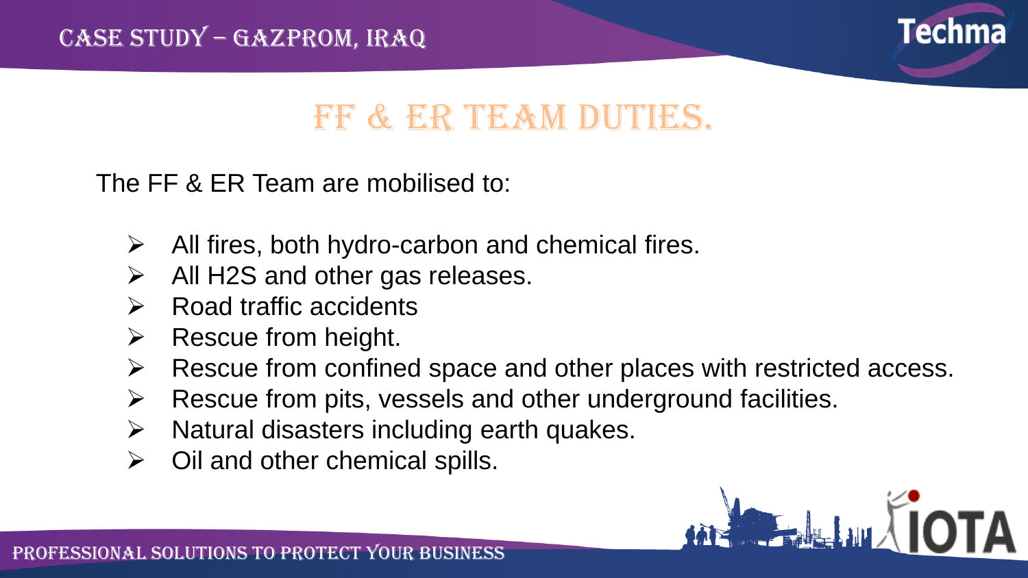# FF & ER TEAM DUTIES.

The FF & ER Team are mobilised to:

- All fires, both hydro-carbon and chemical fires.
- All $H_2S$ and other gas releases.
- Road traffic accidents
- Rescue from height.
- Rescue from confined space and other places with restricted access.
- Rescue from pits, vessels and other underground facilities.
- Natural disasters including earth quakes.
- Oil and other chemical spills.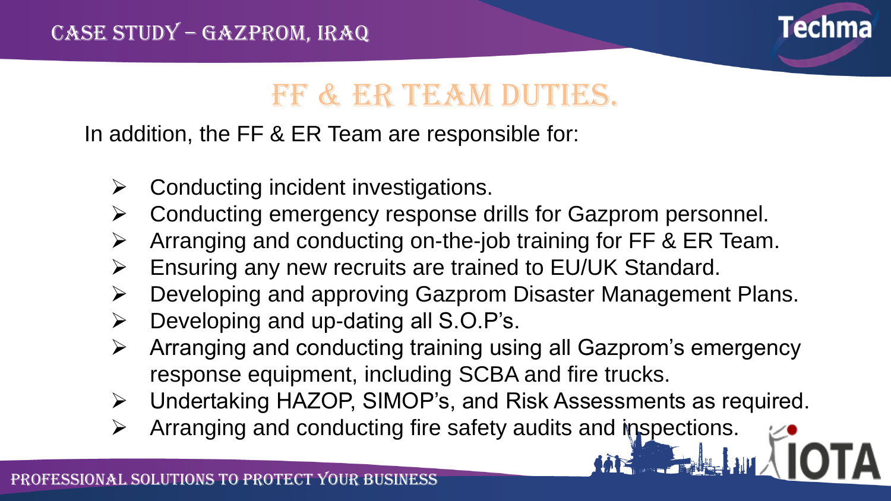# FF & ER TEAM DUTIES.

In addition, the FF & ER Team are responsible for:

- Conducting incident investigations.
- Conducting emergency response drills for Gazprom personnel.
- Arranging and conducting on-the-job training for FF & ER Team.
- Ensuring any new recruits are trained to EU/UK Standard.
- Developing and approving Gazprom Disaster Management Plans.
- Developing and up-dating all S.O.P's.
- Arranging and conducting training using all Gazprom's emergency response equipment, including SCBA and fire trucks.
- Undertaking HAZOP, SIMOP's, and Risk Assessments as required.
- Arranging and conducting fire safety audits and inspections.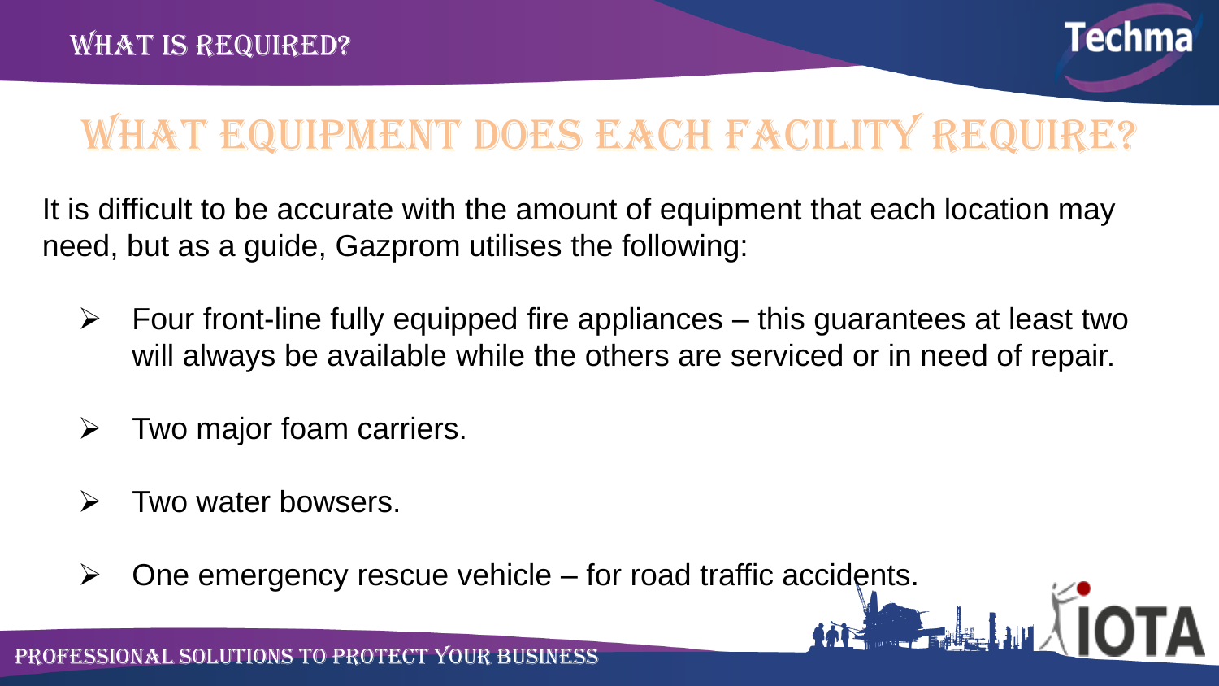# WHAT EQUIPMENT DOES EACH FACILITY REQUIRE?

It is difficult to be accurate with the amount of equipment that each location may need, but as a guide, Gazprom utilises the following:

- Four front-line fully equipped fire appliances – this guarantees at least two will always be available while the others are serviced or in need of repair.
- Two major foam carriers.
- Two water bowsers.
- One emergency rescue vehicle – for road traffic accidents.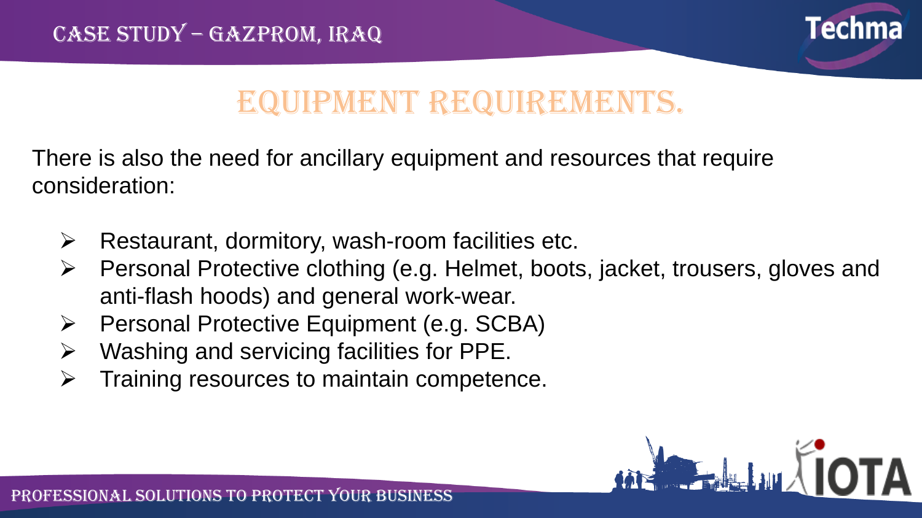# Equipment Requirements.

There is also the need for ancillary equipment and resources that require consideration:

- Restaurant, dormitory, wash-room facilities etc.
- Personal Protective clothing (e.g. Helmet, boots, jacket, trousers, gloves and anti-flash hoods) and general work-wear.
- Personal Protective Equipment (e.g. SCBA)
- Washing and servicing facilities for PPE.
- Training resources to maintain competence.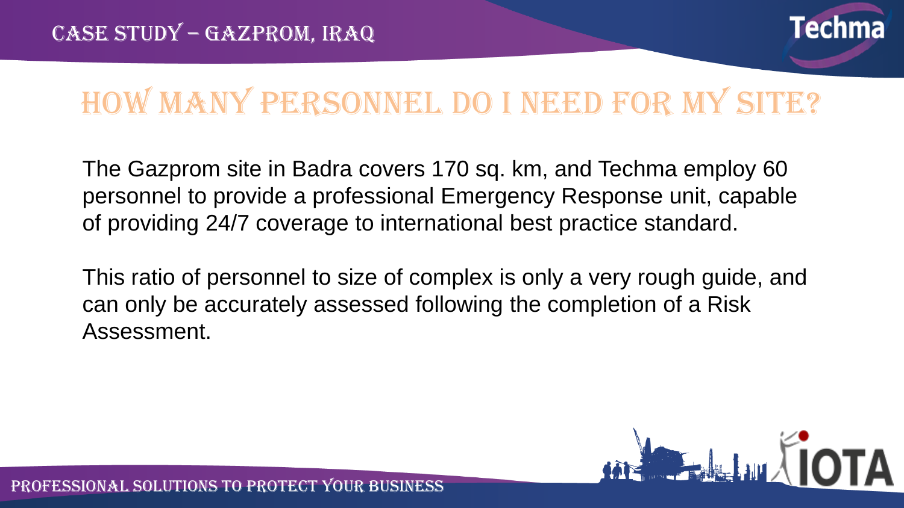# Case Study – Gazprom, Iraq

## How many personnel do I need for my site?

The Gazprom site in Badra covers 170 sq. km, and Techma employ 60 personnel to provide a professional Emergency Response unit, capable of providing 24/7 coverage to international best practice standard.

This ratio of personnel to size of complex is only a very rough guide, and can only be accurately assessed following the completion of a Risk Assessment.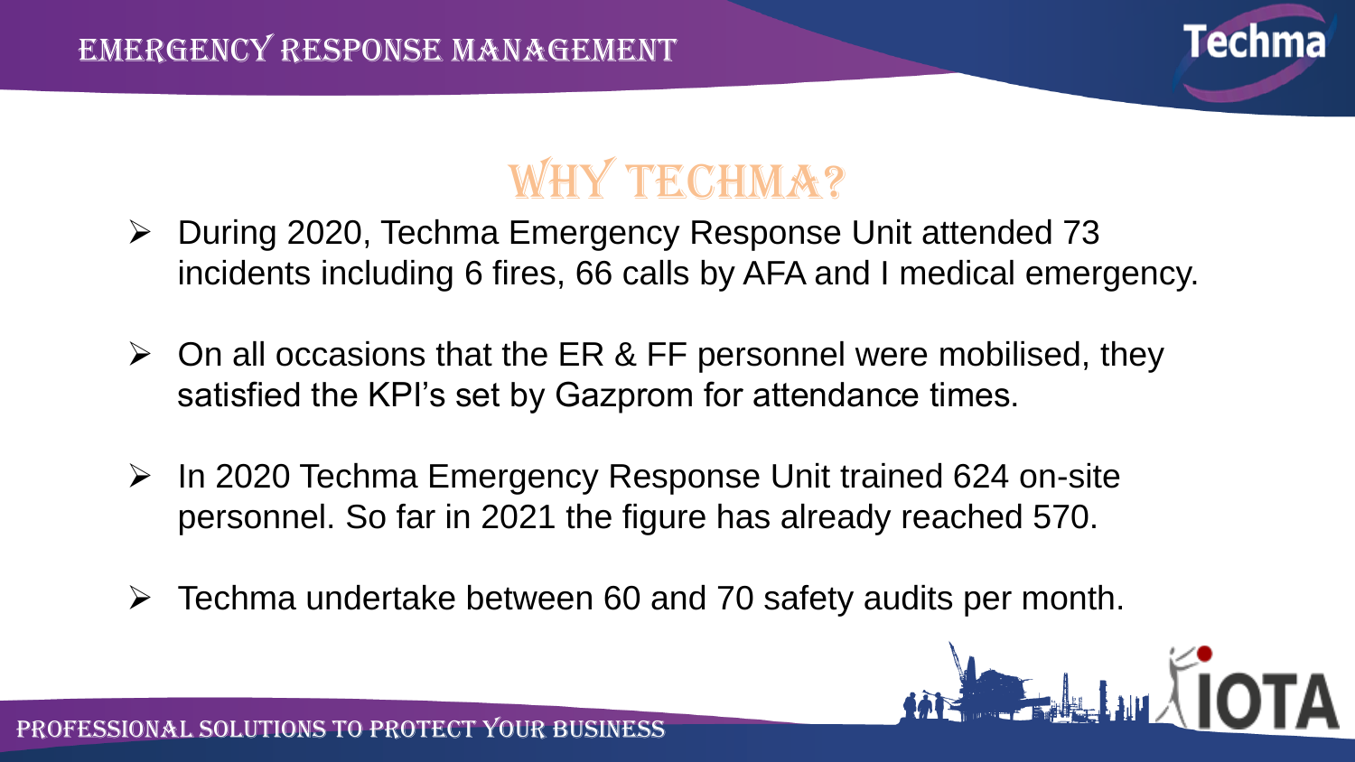# WHY TECHMA?

- During 2020, Techma Emergency Response Unit attended 73 incidents including 6 fires, 66 calls by AFA and I medical emergency.
- On all occasions that the ER & FF personnel were mobilised, they satisfied the KPI's set by Gazprom for attendance times.
- In 2020 Techma Emergency Response Unit trained 624 on-site personnel. So far in 2021 the figure has already reached 570.
- Techma undertake between 60 and 70 safety audits per month.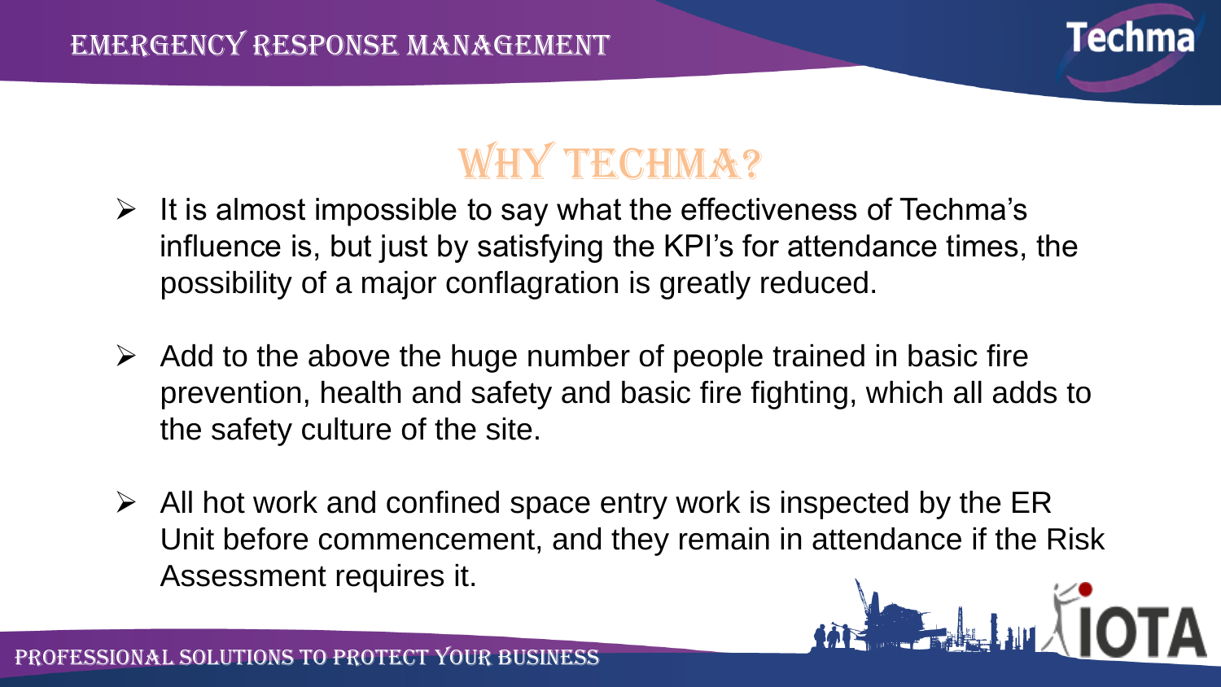# WHY TECHMA?

- It is almost impossible to say what the effectiveness of Techma's influence is, but just by satisfying the KPI's for attendance times, the possibility of a major conflagration is greatly reduced.
- Add to the above the huge number of people trained in basic fire prevention, health and safety and basic fire fighting, which all adds to the safety culture of the site.
- All hot work and confined space entry work is inspected by the ER Unit before commencement, and they remain in attendance if the Risk Assessment requires it.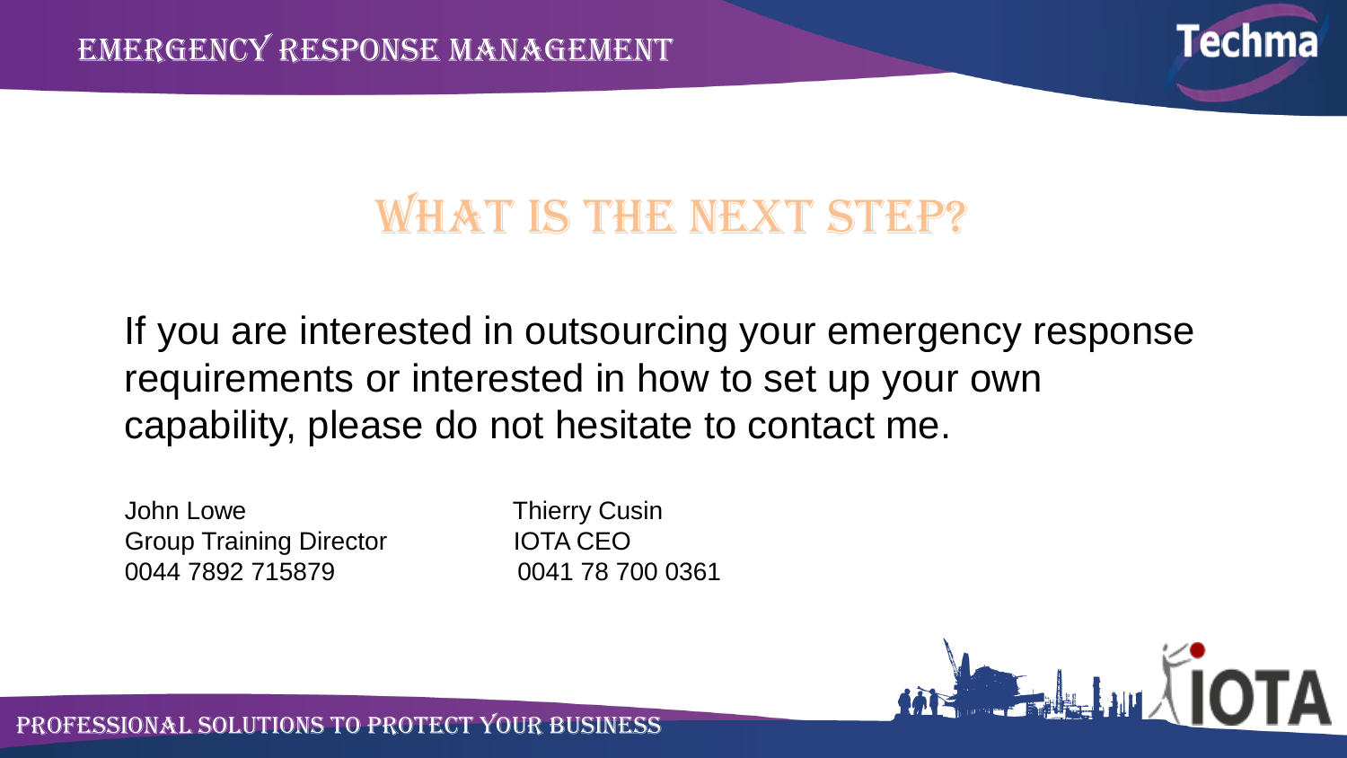# WHAT IS THE NEXT STEP?

If you are interested in outsourcing your emergency response requirements or interested in how to set up your own capability, please do not hesitate to contact me.

John Lowe
Group Training Director
0044 7892 715879

Thierry Cusin
IOTA CEO
0041 78 700 0361